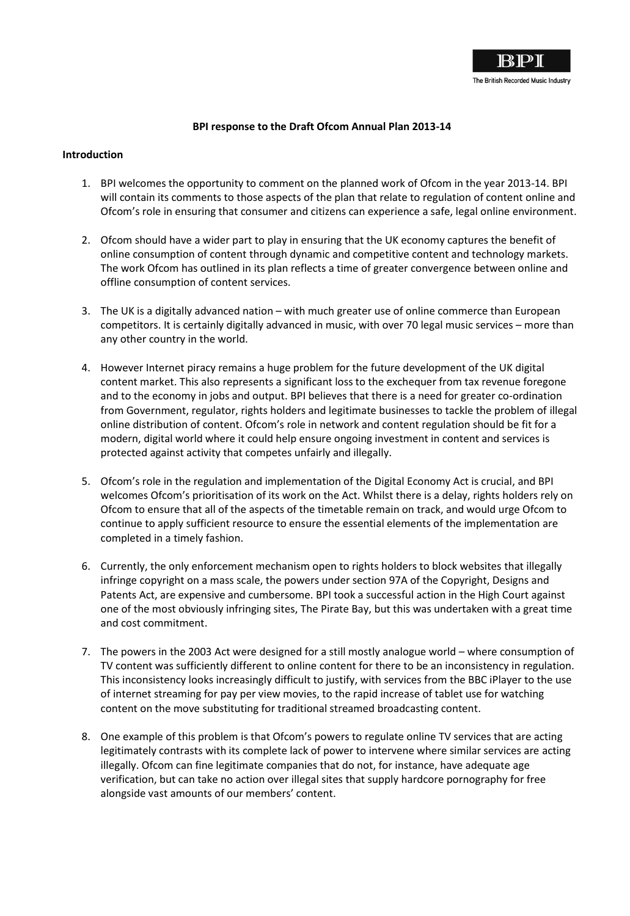BPI

The British Recorded Music Industry

**BPI response to the Draft Ofcom Annual Plan 2013-14**

**Introduction**

1. BPI welcomes the opportunity to comment on the planned work of Ofcom in the year 2013-14. BPI will contain its comments to those aspects of the plan that relate to regulation of content online and Ofcom's role in ensuring that consumer and citizens can experience a safe, legal online environment.

2. Ofcom should have a wider part to play in ensuring that the UK economy captures the benefit of online consumption of content through dynamic and competitive content and technology markets. The work Ofcom has outlined in its plan reflects a time of greater convergence between online and offline consumption of content services.

3. The UK is a digitally advanced nation – with much greater use of online commerce than European competitors. It is certainly digitally advanced in music, with over 70 legal music services – more than any other country in the world.

4. However Internet piracy remains a huge problem for the future development of the UK digital content market. This also represents a significant loss to the exchequer from tax revenue foregone and to the economy in jobs and output. BPI believes that there is a need for greater co-ordination from Government, regulator, rights holders and legitimate businesses to tackle the problem of illegal online distribution of content. Ofcom's role in network and content regulation should be fit for a modern, digital world where it could help ensure ongoing investment in content and services is protected against activity that competes unfairly and illegally.

5. Ofcom's role in the regulation and implementation of the Digital Economy Act is crucial, and BPI welcomes Ofcom's prioritisation of its work on the Act. Whilst there is a delay, rights holders rely on Ofcom to ensure that all of the aspects of the timetable remain on track, and would urge Ofcom to continue to apply sufficient resource to ensure the essential elements of the implementation are completed in a timely fashion.

6. Currently, the only enforcement mechanism open to rights holders to block websites that illegally infringe copyright on a mass scale, the powers under section 97A of the Copyright, Designs and Patents Act, are expensive and cumbersome. BPI took a successful action in the High Court against one of the most obviously infringing sites, The Pirate Bay, but this was undertaken with a great time and cost commitment.

7. The powers in the 2003 Act were designed for a still mostly analogue world – where consumption of TV content was sufficiently different to online content for there to be an inconsistency in regulation. This inconsistency looks increasingly difficult to justify, with services from the BBC iPlayer to the use of internet streaming for pay per view movies, to the rapid increase of tablet use for watching content on the move substituting for traditional streamed broadcasting content.

8. One example of this problem is that Ofcom's powers to regulate online TV services that are acting legitimately contrasts with its complete lack of power to intervene where similar services are acting illegally. Ofcom can fine legitimate companies that do not, for instance, have adequate age verification, but can take no action over illegal sites that supply hardcore pornography for free alongside vast amounts of our members' content.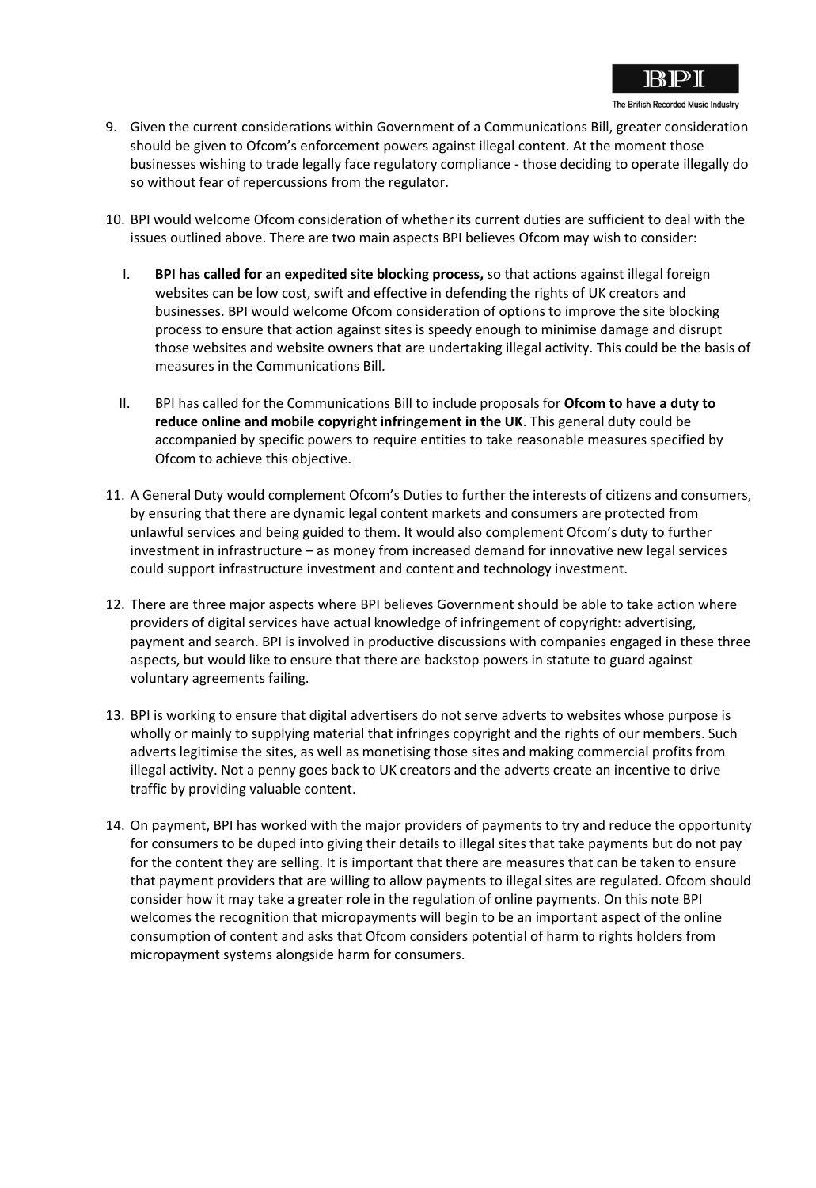9. Given the current considerations within Government of a Communications Bill, greater consideration should be given to Ofcom's enforcement powers against illegal content. At the moment those businesses wishing to trade legally face regulatory compliance - those deciding to operate illegally do so without fear of repercussions from the regulator.

10. BPI would welcome Ofcom consideration of whether its current duties are sufficient to deal with the issues outlined above. There are two main aspects BPI believes Ofcom may wish to consider:

    I. **BPI has called for an expedited site blocking process,** so that actions against illegal foreign websites can be low cost, swift and effective in defending the rights of UK creators and businesses. BPI would welcome Ofcom consideration of options to improve the site blocking process to ensure that action against sites is speedy enough to minimise damage and disrupt those websites and website owners that are undertaking illegal activity. This could be the basis of measures in the Communications Bill.

    II. BPI has called for the Communications Bill to include proposals for **Ofcom to have a duty to reduce online and mobile copyright infringement in the UK**. This general duty could be accompanied by specific powers to require entities to take reasonable measures specified by Ofcom to achieve this objective.

11. A General Duty would complement Ofcom's Duties to further the interests of citizens and consumers, by ensuring that there are dynamic legal content markets and consumers are protected from unlawful services and being guided to them. It would also complement Ofcom's duty to further investment in infrastructure – as money from increased demand for innovative new legal services could support infrastructure investment and content and technology investment.

12. There are three major aspects where BPI believes Government should be able to take action where providers of digital services have actual knowledge of infringement of copyright: advertising, payment and search. BPI is involved in productive discussions with companies engaged in these three aspects, but would like to ensure that there are backstop powers in statute to guard against voluntary agreements failing.

13. BPI is working to ensure that digital advertisers do not serve adverts to websites whose purpose is wholly or mainly to supplying material that infringes copyright and the rights of our members. Such adverts legitimise the sites, as well as monetising those sites and making commercial profits from illegal activity. Not a penny goes back to UK creators and the adverts create an incentive to drive traffic by providing valuable content.

14. On payment, BPI has worked with the major providers of payments to try and reduce the opportunity for consumers to be duped into giving their details to illegal sites that take payments but do not pay for the content they are selling. It is important that there are measures that can be taken to ensure that payment providers that are willing to allow payments to illegal sites are regulated. Ofcom should consider how it may take a greater role in the regulation of online payments. On this note BPI welcomes the recognition that micropayments will begin to be an important aspect of the online consumption of content and asks that Ofcom considers potential of harm to rights holders from micropayment systems alongside harm for consumers.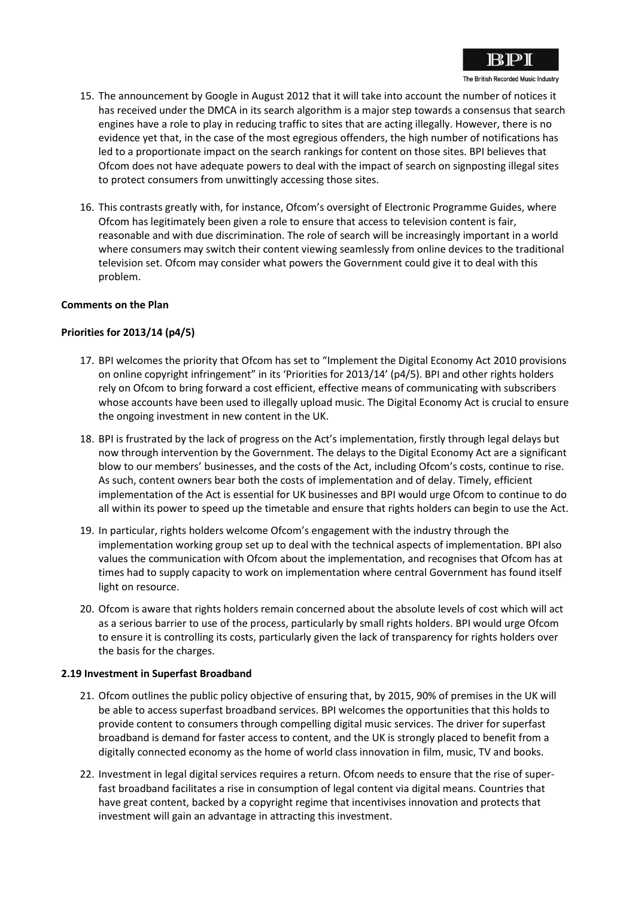15. The announcement by Google in August 2012 that it will take into account the number of notices it has received under the DMCA in its search algorithm is a major step towards a consensus that search engines have a role to play in reducing traffic to sites that are acting illegally. However, there is no evidence yet that, in the case of the most egregious offenders, the high number of notifications has led to a proportionate impact on the search rankings for content on those sites. BPI believes that Ofcom does not have adequate powers to deal with the impact of search on signposting illegal sites to protect consumers from unwittingly accessing those sites.

16. This contrasts greatly with, for instance, Ofcom's oversight of Electronic Programme Guides, where Ofcom has legitimately been given a role to ensure that access to television content is fair, reasonable and with due discrimination. The role of search will be increasingly important in a world where consumers may switch their content viewing seamlessly from online devices to the traditional television set. Ofcom may consider what powers the Government could give it to deal with this problem.

**Comments on the Plan**

**Priorities for 2013/14 (p4/5)**

17. BPI welcomes the priority that Ofcom has set to "Implement the Digital Economy Act 2010 provisions on online copyright infringement" in its 'Priorities for 2013/14' (p4/5). BPI and other rights holders rely on Ofcom to bring forward a cost efficient, effective means of communicating with subscribers whose accounts have been used to illegally upload music. The Digital Economy Act is crucial to ensure the ongoing investment in new content in the UK.

18. BPI is frustrated by the lack of progress on the Act's implementation, firstly through legal delays but now through intervention by the Government. The delays to the Digital Economy Act are a significant blow to our members' businesses, and the costs of the Act, including Ofcom's costs, continue to rise. As such, content owners bear both the costs of implementation and of delay. Timely, efficient implementation of the Act is essential for UK businesses and BPI would urge Ofcom to continue to do all within its power to speed up the timetable and ensure that rights holders can begin to use the Act.

19. In particular, rights holders welcome Ofcom's engagement with the industry through the implementation working group set up to deal with the technical aspects of implementation. BPI also values the communication with Ofcom about the implementation, and recognises that Ofcom has at times had to supply capacity to work on implementation where central Government has found itself light on resource.

20. Ofcom is aware that rights holders remain concerned about the absolute levels of cost which will act as a serious barrier to use of the process, particularly by small rights holders. BPI would urge Ofcom to ensure it is controlling its costs, particularly given the lack of transparency for rights holders over the basis for the charges.

**2.19 Investment in Superfast Broadband**

21. Ofcom outlines the public policy objective of ensuring that, by 2015, 90% of premises in the UK will be able to access superfast broadband services. BPI welcomes the opportunities that this holds to provide content to consumers through compelling digital music services. The driver for superfast broadband is demand for faster access to content, and the UK is strongly placed to benefit from a digitally connected economy as the home of world class innovation in film, music, TV and books.

22. Investment in legal digital services requires a return. Ofcom needs to ensure that the rise of super-fast broadband facilitates a rise in consumption of legal content via digital means. Countries that have great content, backed by a copyright regime that incentivises innovation and protects that investment will gain an advantage in attracting this investment.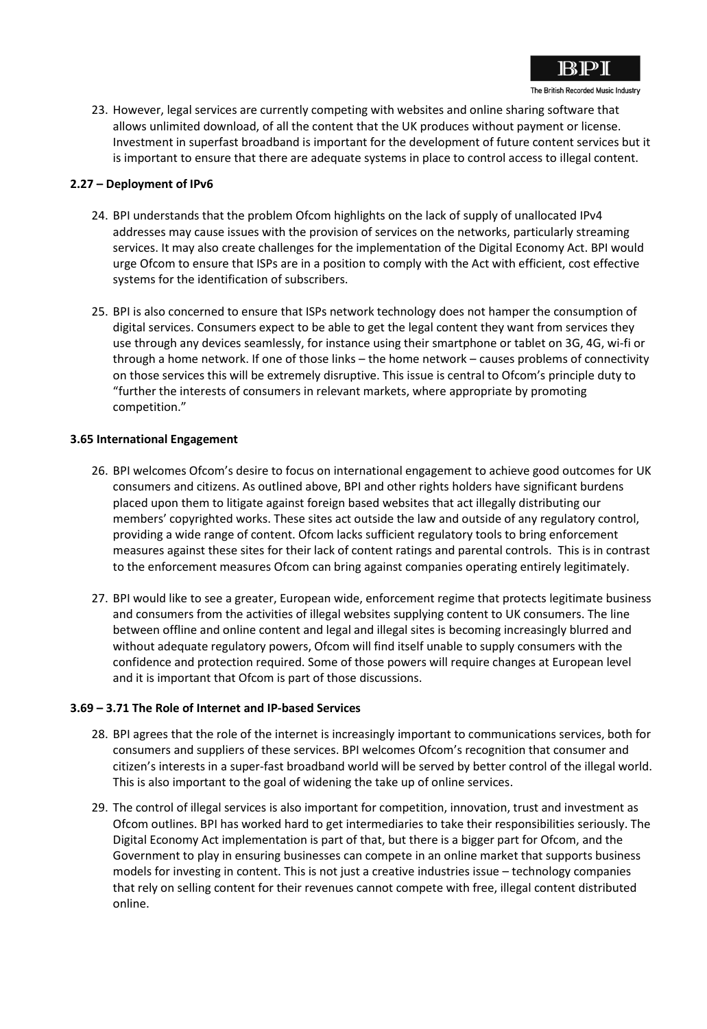23. However, legal services are currently competing with websites and online sharing software that allows unlimited download, of all the content that the UK produces without payment or license. Investment in superfast broadband is important for the development of future content services but it is important to ensure that there are adequate systems in place to control access to illegal content.

**2.27 – Deployment of IPv6**

24. BPI understands that the problem Ofcom highlights on the lack of supply of unallocated IPv4 addresses may cause issues with the provision of services on the networks, particularly streaming services. It may also create challenges for the implementation of the Digital Economy Act. BPI would urge Ofcom to ensure that ISPs are in a position to comply with the Act with efficient, cost effective systems for the identification of subscribers.

25. BPI is also concerned to ensure that ISPs network technology does not hamper the consumption of digital services. Consumers expect to be able to get the legal content they want from services they use through any devices seamlessly, for instance using their smartphone or tablet on 3G, 4G, wi-fi or through a home network. If one of those links – the home network – causes problems of connectivity on those services this will be extremely disruptive. This issue is central to Ofcom's principle duty to "further the interests of consumers in relevant markets, where appropriate by promoting competition."

**3.65 International Engagement**

26. BPI welcomes Ofcom's desire to focus on international engagement to achieve good outcomes for UK consumers and citizens. As outlined above, BPI and other rights holders have significant burdens placed upon them to litigate against foreign based websites that act illegally distributing our members' copyrighted works. These sites act outside the law and outside of any regulatory control, providing a wide range of content. Ofcom lacks sufficient regulatory tools to bring enforcement measures against these sites for their lack of content ratings and parental controls. This is in contrast to the enforcement measures Ofcom can bring against companies operating entirely legitimately.

27. BPI would like to see a greater, European wide, enforcement regime that protects legitimate business and consumers from the activities of illegal websites supplying content to UK consumers. The line between offline and online content and legal and illegal sites is becoming increasingly blurred and without adequate regulatory powers, Ofcom will find itself unable to supply consumers with the confidence and protection required. Some of those powers will require changes at European level and it is important that Ofcom is part of those discussions.

**3.69 – 3.71 The Role of Internet and IP-based Services**

28. BPI agrees that the role of the internet is increasingly important to communications services, both for consumers and suppliers of these services. BPI welcomes Ofcom's recognition that consumer and citizen's interests in a super-fast broadband world will be served by better control of the illegal world. This is also important to the goal of widening the take up of online services.

29. The control of illegal services is also important for competition, innovation, trust and investment as Ofcom outlines. BPI has worked hard to get intermediaries to take their responsibilities seriously. The Digital Economy Act implementation is part of that, but there is a bigger part for Ofcom, and the Government to play in ensuring businesses can compete in an online market that supports business models for investing in content. This is not just a creative industries issue – technology companies that rely on selling content for their revenues cannot compete with free, illegal content distributed online.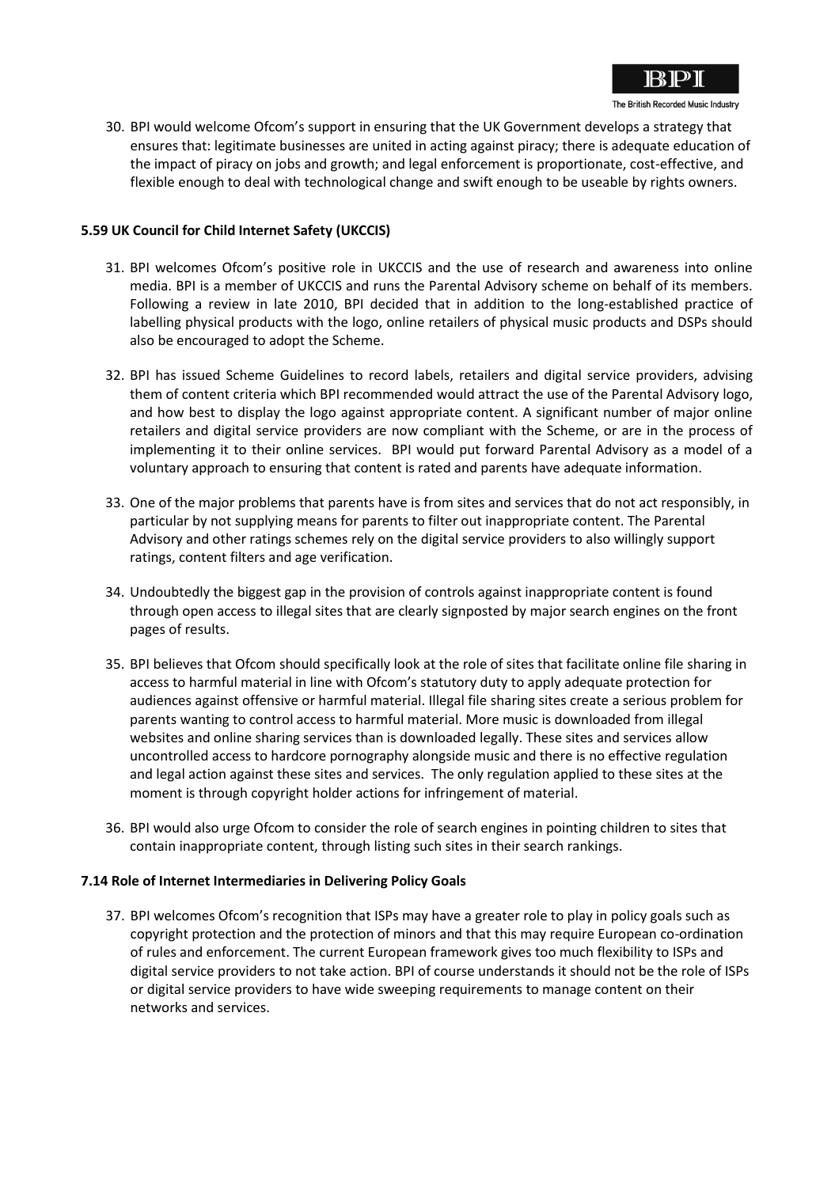30. BPI would welcome Ofcom's support in ensuring that the UK Government develops a strategy that ensures that: legitimate businesses are united in acting against piracy; there is adequate education of the impact of piracy on jobs and growth; and legal enforcement is proportionate, cost-effective, and flexible enough to deal with technological change and swift enough to be useable by rights owners.

**5.59 UK Council for Child Internet Safety (UKCCIS)**

31. BPI welcomes Ofcom's positive role in UKCCIS and the use of research and awareness into online media. BPI is a member of UKCCIS and runs the Parental Advisory scheme on behalf of its members. Following a review in late 2010, BPI decided that in addition to the long-established practice of labelling physical products with the logo, online retailers of physical music products and DSPs should also be encouraged to adopt the Scheme.

32. BPI has issued Scheme Guidelines to record labels, retailers and digital service providers, advising them of content criteria which BPI recommended would attract the use of the Parental Advisory logo, and how best to display the logo against appropriate content. A significant number of major online retailers and digital service providers are now compliant with the Scheme, or are in the process of implementing it to their online services. BPI would put forward Parental Advisory as a model of a voluntary approach to ensuring that content is rated and parents have adequate information.

33. One of the major problems that parents have is from sites and services that do not act responsibly, in particular by not supplying means for parents to filter out inappropriate content. The Parental Advisory and other ratings schemes rely on the digital service providers to also willingly support ratings, content filters and age verification.

34. Undoubtedly the biggest gap in the provision of controls against inappropriate content is found through open access to illegal sites that are clearly signposted by major search engines on the front pages of results.

35. BPI believes that Ofcom should specifically look at the role of sites that facilitate online file sharing in access to harmful material in line with Ofcom's statutory duty to apply adequate protection for audiences against offensive or harmful material. Illegal file sharing sites create a serious problem for parents wanting to control access to harmful material. More music is downloaded from illegal websites and online sharing services than is downloaded legally. These sites and services allow uncontrolled access to hardcore pornography alongside music and there is no effective regulation and legal action against these sites and services. The only regulation applied to these sites at the moment is through copyright holder actions for infringement of material.

36. BPI would also urge Ofcom to consider the role of search engines in pointing children to sites that contain inappropriate content, through listing such sites in their search rankings.

**7.14 Role of Internet Intermediaries in Delivering Policy Goals**

37. BPI welcomes Ofcom's recognition that ISPs may have a greater role to play in policy goals such as copyright protection and the protection of minors and that this may require European co-ordination of rules and enforcement. The current European framework gives too much flexibility to ISPs and digital service providers to not take action. BPI of course understands it should not be the role of ISPs or digital service providers to have wide sweeping requirements to manage content on their networks and services.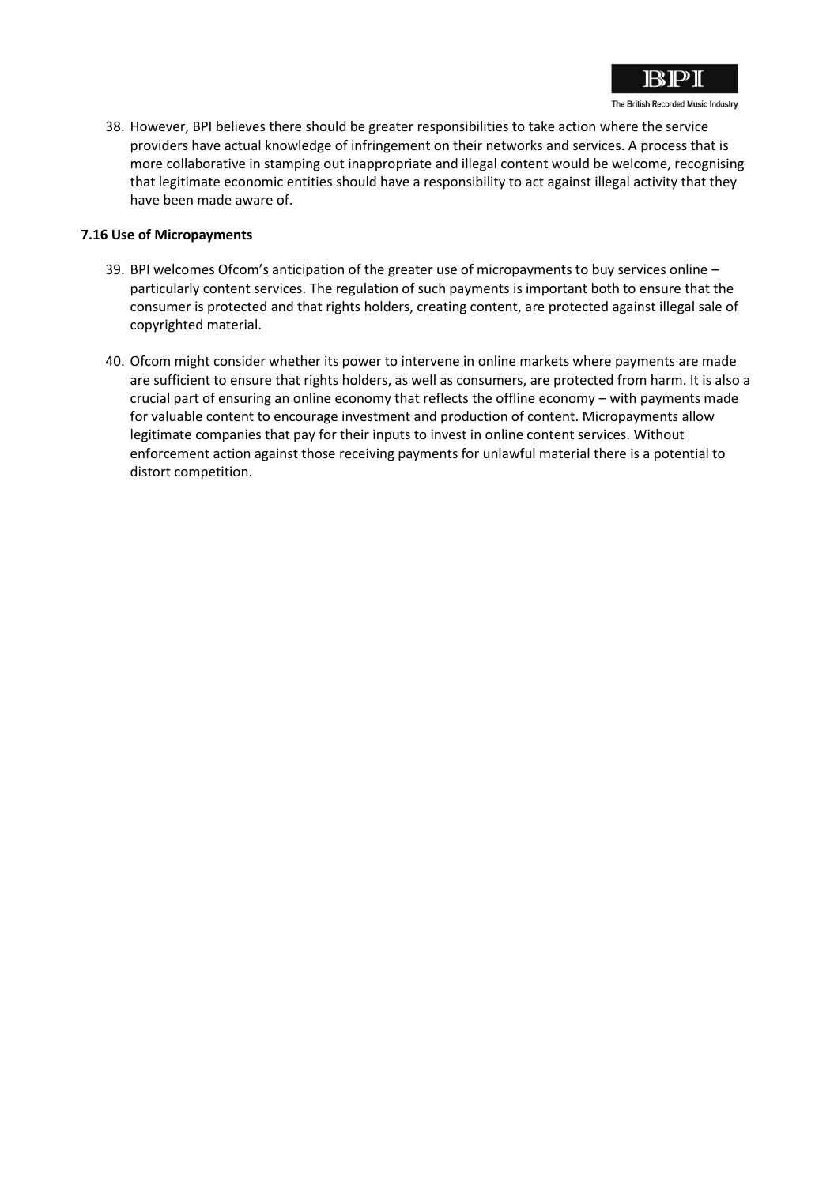38. However, BPI believes there should be greater responsibilities to take action where the service providers have actual knowledge of infringement on their networks and services. A process that is more collaborative in stamping out inappropriate and illegal content would be welcome, recognising that legitimate economic entities should have a responsibility to act against illegal activity that they have been made aware of.

**7.16 Use of Micropayments**

39. BPI welcomes Ofcom's anticipation of the greater use of micropayments to buy services online – particularly content services. The regulation of such payments is important both to ensure that the consumer is protected and that rights holders, creating content, are protected against illegal sale of copyrighted material.

40. Ofcom might consider whether its power to intervene in online markets where payments are made are sufficient to ensure that rights holders, as well as consumers, are protected from harm. It is also a crucial part of ensuring an online economy that reflects the offline economy – with payments made for valuable content to encourage investment and production of content. Micropayments allow legitimate companies that pay for their inputs to invest in online content services. Without enforcement action against those receiving payments for unlawful material there is a potential to distort competition.